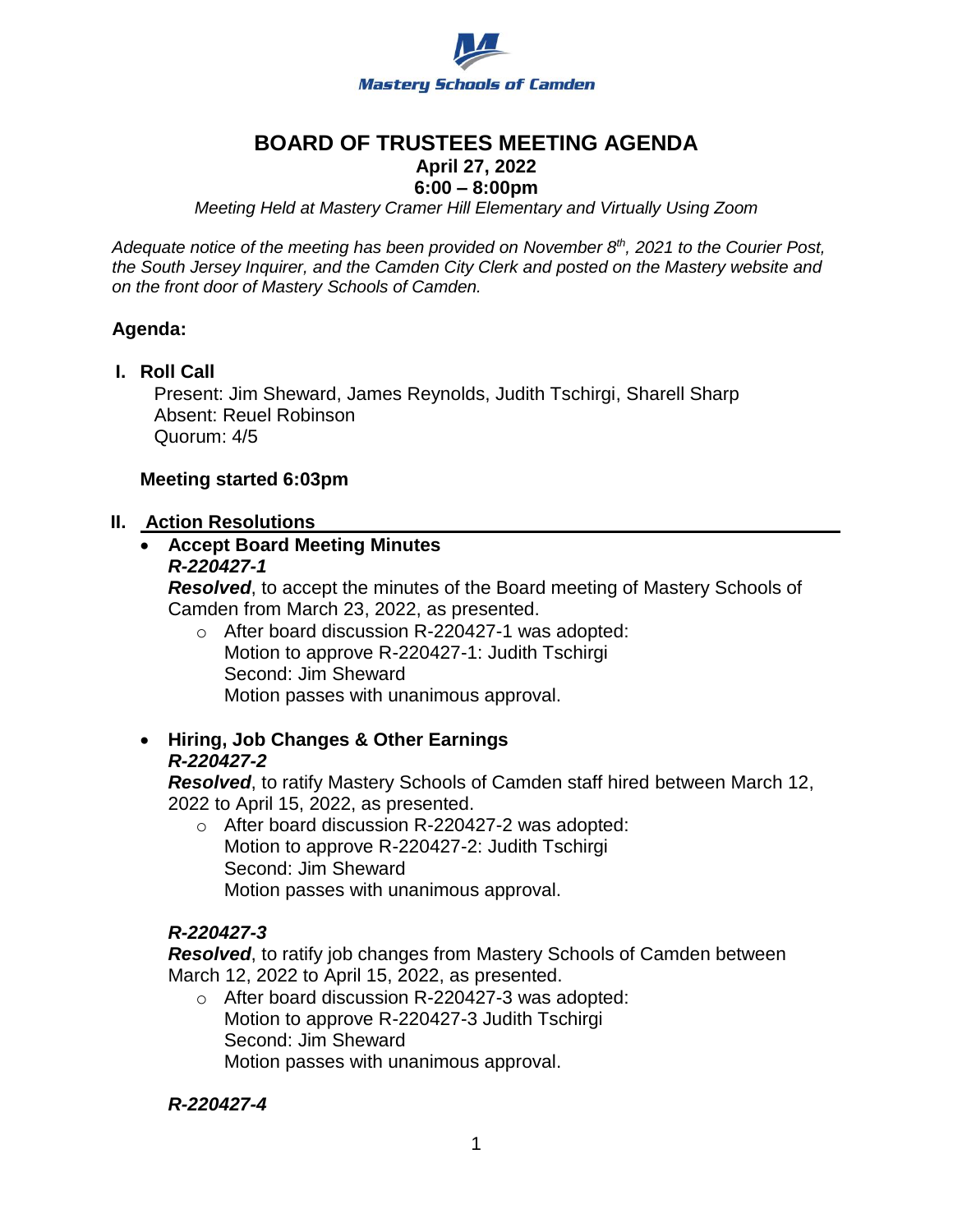Mastery Schools of Camden

# BOARD OF TRUSTEES MEETING AGENDA

**April 27, 2022**
**6:00 – 8:00pm**

*Meeting Held at Mastery Cramer Hill Elementary and Virtually Using Zoom*

*Adequate notice of the meeting has been provided on November 8th, 2021 to the Courier Post, the South Jersey Inquirer, and the Camden City Clerk and posted on the Mastery website and on the front door of Mastery Schools of Camden.*

## Agenda:

### I. Roll Call

Present: Jim Sheward, James Reynolds, Judith Tschirgi, Sharell Sharp
Absent: Reuel Robinson
Quorum: 4/5

**Meeting started 6:03pm**

### II. Action Resolutions

- **Accept Board Meeting Minutes**
  ***R-220427-1***
  ***Resolved***, to accept the minutes of the Board meeting of Mastery Schools of Camden from March 23, 2022, as presented.
  - After board discussion R-220427-1 was adopted:
    Motion to approve R-220427-1: Judith Tschirgi
    Second: Jim Sheward
    Motion passes with unanimous approval.

- **Hiring, Job Changes & Other Earnings**
  ***R-220427-2***
  ***Resolved***, to ratify Mastery Schools of Camden staff hired between March 12, 2022 to April 15, 2022, as presented.
  - After board discussion R-220427-2 was adopted:
    Motion to approve R-220427-2: Judith Tschirgi
    Second: Jim Sheward
    Motion passes with unanimous approval.

  ***R-220427-3***
  ***Resolved***, to ratify job changes from Mastery Schools of Camden between March 12, 2022 to April 15, 2022, as presented.
  - After board discussion R-220427-3 was adopted:
    Motion to approve R-220427-3 Judith Tschirgi
    Second: Jim Sheward
    Motion passes with unanimous approval.

  ***R-220427-4***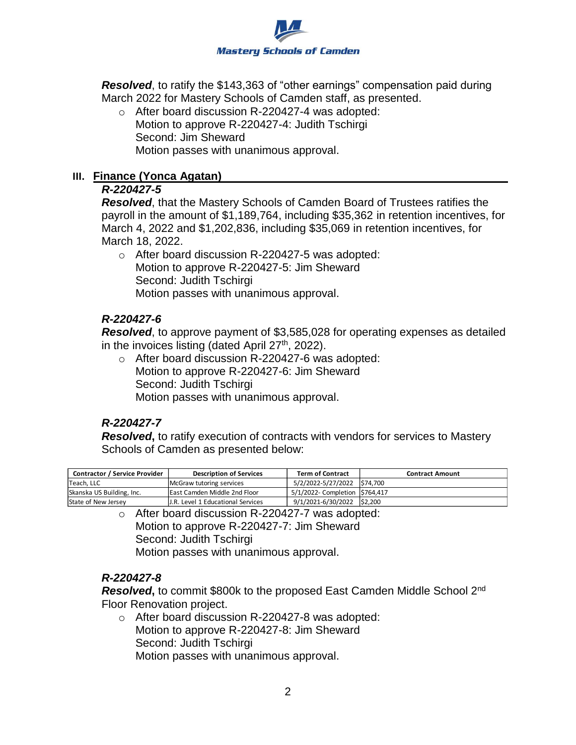***Resolved***, to ratify the $143,363 of "other earnings" compensation paid during March 2022 for Mastery Schools of Camden staff, as presented.

- After board discussion R-220427-4 was adopted:
  Motion to approve R-220427-4: Judith Tschirgi
  Second: Jim Sheward
  Motion passes with unanimous approval.

## III. Finance (Yonca Agatan)

### *R-220427-5*

***Resolved***, that the Mastery Schools of Camden Board of Trustees ratifies the payroll in the amount of $1,189,764, including $35,362 in retention incentives, for March 4, 2022 and $1,202,836, including $35,069 in retention incentives, for March 18, 2022.

- After board discussion R-220427-5 was adopted:
  Motion to approve R-220427-5: Jim Sheward
  Second: Judith Tschirgi
  Motion passes with unanimous approval.

### *R-220427-6*

***Resolved***, to approve payment of $3,585,028 for operating expenses as detailed in the invoices listing (dated April 27th, 2022).

- After board discussion R-220427-6 was adopted:
  Motion to approve R-220427-6: Jim Sheward
  Second: Judith Tschirgi
  Motion passes with unanimous approval.

### *R-220427-7*

***Resolved*****,** to ratify execution of contracts with vendors for services to Mastery Schools of Camden as presented below:

| Contractor / Service Provider | Description of Services | Term of Contract | Contract Amount |
|---|---|---|---|
| Teach, LLC | McGraw tutoring services | 5/2/2022-5/27/2022 | $74,700 |
| Skanska US Building, Inc. | East Camden Middle 2nd Floor | 5/1/2022- Completion | $764,417 |
| State of New Jersey | J.R. Level 1 Educational Services | 9/1/2021-6/30/2022 | $2,200 |

- After board discussion R-220427-7 was adopted:
  Motion to approve R-220427-7: Jim Sheward
  Second: Judith Tschirgi
  Motion passes with unanimous approval.

### *R-220427-8*

***Resolved*****,** to commit $800k to the proposed East Camden Middle School 2nd Floor Renovation project.

- After board discussion R-220427-8 was adopted:
  Motion to approve R-220427-8: Jim Sheward
  Second: Judith Tschirgi
  Motion passes with unanimous approval.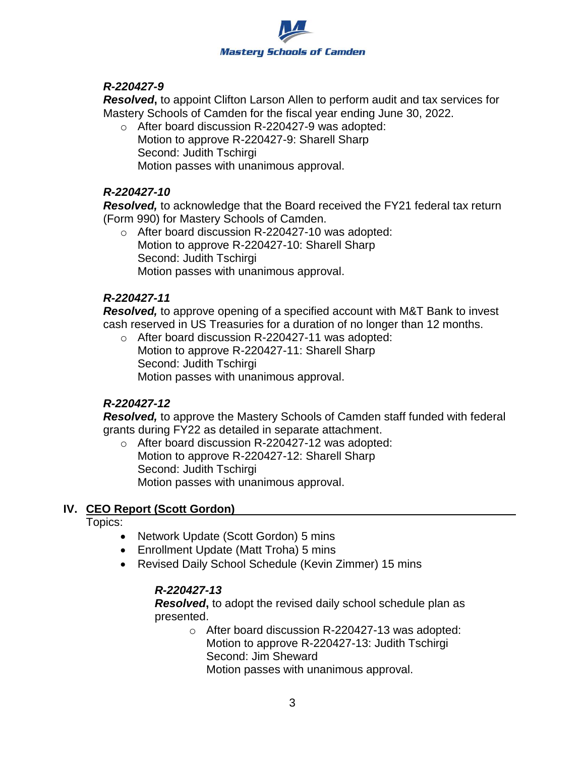***R-220427-9***
***Resolved*****,** to appoint Clifton Larson Allen to perform audit and tax services for Mastery Schools of Camden for the fiscal year ending June 30, 2022.

- After board discussion R-220427-9 was adopted:
  Motion to approve R-220427-9: Sharell Sharp
  Second: Judith Tschirgi
  Motion passes with unanimous approval.

***R-220427-10***
***Resolved,*** to acknowledge that the Board received the FY21 federal tax return (Form 990) for Mastery Schools of Camden.

- After board discussion R-220427-10 was adopted:
  Motion to approve R-220427-10: Sharell Sharp
  Second: Judith Tschirgi
  Motion passes with unanimous approval.

***R-220427-11***
***Resolved,*** to approve opening of a specified account with M&T Bank to invest cash reserved in US Treasuries for a duration of no longer than 12 months.

- After board discussion R-220427-11 was adopted:
  Motion to approve R-220427-11: Sharell Sharp
  Second: Judith Tschirgi
  Motion passes with unanimous approval.

***R-220427-12***
***Resolved,*** to approve the Mastery Schools of Camden staff funded with federal grants during FY22 as detailed in separate attachment.

- After board discussion R-220427-12 was adopted:
  Motion to approve R-220427-12: Sharell Sharp
  Second: Judith Tschirgi
  Motion passes with unanimous approval.

## IV. CEO Report (Scott Gordon)

Topics:

- Network Update (Scott Gordon) 5 mins
- Enrollment Update (Matt Troha) 5 mins
- Revised Daily School Schedule (Kevin Zimmer) 15 mins

***R-220427-13***
***Resolved*****,** to adopt the revised daily school schedule plan as presented.

- After board discussion R-220427-13 was adopted:
  Motion to approve R-220427-13: Judith Tschirgi
  Second: Jim Sheward
  Motion passes with unanimous approval.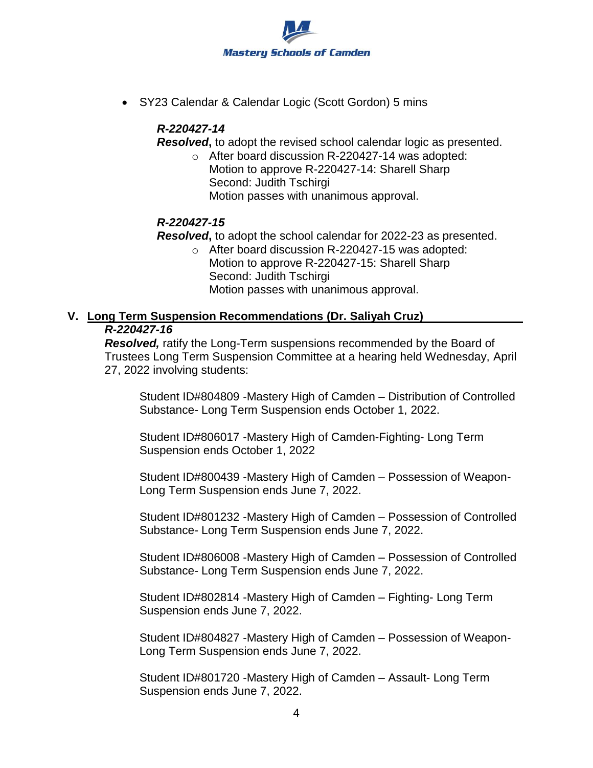- SY23 Calendar & Calendar Logic (Scott Gordon) 5 mins

  ***R-220427-14***
  ***Resolved***, to adopt the revised school calendar logic as presented.
  - After board discussion R-220427-14 was adopted:
    Motion to approve R-220427-14: Sharell Sharp
    Second: Judith Tschirgi
    Motion passes with unanimous approval.

  ***R-220427-15***
  ***Resolved***, to adopt the school calendar for 2022-23 as presented.
  - After board discussion R-220427-15 was adopted:
    Motion to approve R-220427-15: Sharell Sharp
    Second: Judith Tschirgi
    Motion passes with unanimous approval.

## V. Long Term Suspension Recommendations (Dr. Saliyah Cruz)

***R-220427-16***
***Resolved,*** ratify the Long-Term suspensions recommended by the Board of Trustees Long Term Suspension Committee at a hearing held Wednesday, April 27, 2022 involving students:

Student ID#804809 -Mastery High of Camden – Distribution of Controlled Substance- Long Term Suspension ends October 1, 2022.

Student ID#806017 -Mastery High of Camden-Fighting- Long Term Suspension ends October 1, 2022

Student ID#800439 -Mastery High of Camden – Possession of Weapon- Long Term Suspension ends June 7, 2022.

Student ID#801232 -Mastery High of Camden – Possession of Controlled Substance- Long Term Suspension ends June 7, 2022.

Student ID#806008 -Mastery High of Camden – Possession of Controlled Substance- Long Term Suspension ends June 7, 2022.

Student ID#802814 -Mastery High of Camden – Fighting- Long Term Suspension ends June 7, 2022.

Student ID#804827 -Mastery High of Camden – Possession of Weapon- Long Term Suspension ends June 7, 2022.

Student ID#801720 -Mastery High of Camden – Assault- Long Term Suspension ends June 7, 2022.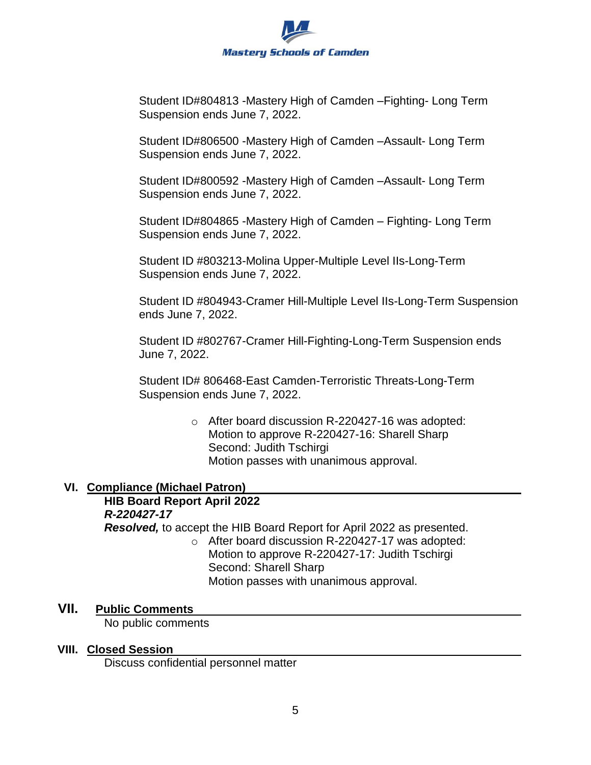Student ID#804813 -Mastery High of Camden –Fighting- Long Term Suspension ends June 7, 2022.

Student ID#806500 -Mastery High of Camden –Assault- Long Term Suspension ends June 7, 2022.

Student ID#800592 -Mastery High of Camden –Assault- Long Term Suspension ends June 7, 2022.

Student ID#804865 -Mastery High of Camden – Fighting- Long Term Suspension ends June 7, 2022.

Student ID #803213-Molina Upper-Multiple Level IIs-Long-Term Suspension ends June 7, 2022.

Student ID #804943-Cramer Hill-Multiple Level IIs-Long-Term Suspension ends June 7, 2022.

Student ID #802767-Cramer Hill-Fighting-Long-Term Suspension ends June 7, 2022.

Student ID# 806468-East Camden-Terroristic Threats-Long-Term Suspension ends June 7, 2022.

- After board discussion R-220427-16 was adopted:
  Motion to approve R-220427-16: Sharell Sharp
  Second: Judith Tschirgi
  Motion passes with unanimous approval.

## VI. Compliance (Michael Patron)

**HIB Board Report April 2022**

***R-220427-17***

***Resolved,*** to accept the HIB Board Report for April 2022 as presented.

- After board discussion R-220427-17 was adopted:
  Motion to approve R-220427-17: Judith Tschirgi
  Second: Sharell Sharp
  Motion passes with unanimous approval.

## VII. Public Comments

No public comments

## VIII. Closed Session

Discuss confidential personnel matter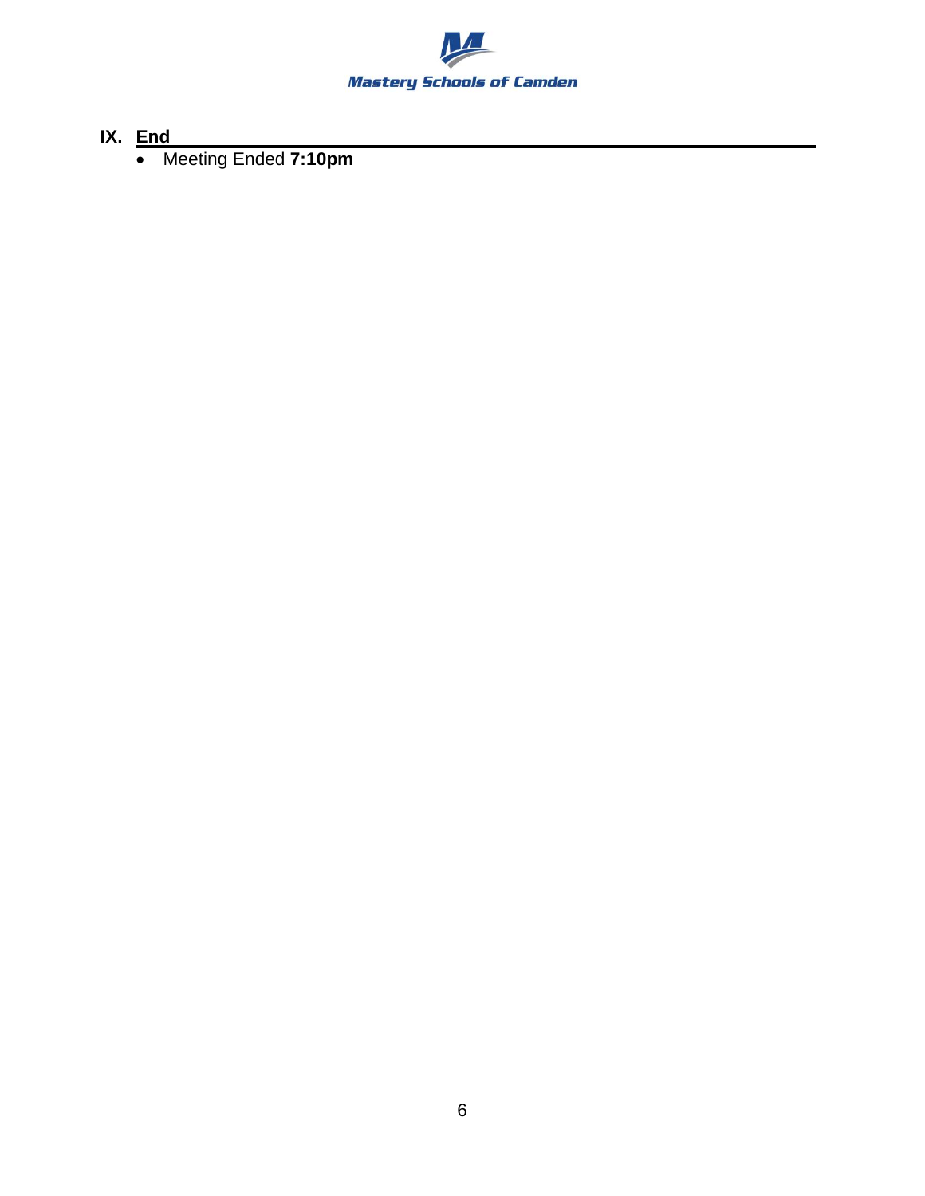## IX. End

- Meeting Ended **7:10pm**